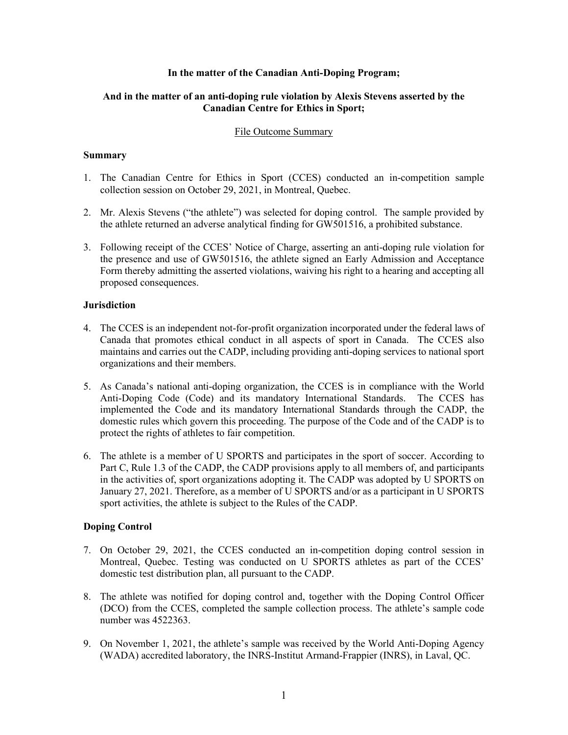**In the matter of the Canadian Anti-Doping Program;**

**And in the matter of an anti-doping rule violation by Alexis Stevens asserted by the Canadian Centre for Ethics in Sport;**

File Outcome Summary

## Summary

1. The Canadian Centre for Ethics in Sport (CCES) conducted an in-competition sample collection session on October 29, 2021, in Montreal, Quebec.

2. Mr. Alexis Stevens ("the athlete") was selected for doping control. The sample provided by the athlete returned an adverse analytical finding for GW501516, a prohibited substance.

3. Following receipt of the CCES' Notice of Charge, asserting an anti-doping rule violation for the presence and use of GW501516, the athlete signed an Early Admission and Acceptance Form thereby admitting the asserted violations, waiving his right to a hearing and accepting all proposed consequences.

## Jurisdiction

4. The CCES is an independent not-for-profit organization incorporated under the federal laws of Canada that promotes ethical conduct in all aspects of sport in Canada. The CCES also maintains and carries out the CADP, including providing anti-doping services to national sport organizations and their members.

5. As Canada's national anti-doping organization, the CCES is in compliance with the World Anti-Doping Code (Code) and its mandatory International Standards. The CCES has implemented the Code and its mandatory International Standards through the CADP, the domestic rules which govern this proceeding. The purpose of the Code and of the CADP is to protect the rights of athletes to fair competition.

6. The athlete is a member of U SPORTS and participates in the sport of soccer. According to Part C, Rule 1.3 of the CADP, the CADP provisions apply to all members of, and participants in the activities of, sport organizations adopting it. The CADP was adopted by U SPORTS on January 27, 2021. Therefore, as a member of U SPORTS and/or as a participant in U SPORTS sport activities, the athlete is subject to the Rules of the CADP.

## Doping Control

7. On October 29, 2021, the CCES conducted an in-competition doping control session in Montreal, Quebec. Testing was conducted on U SPORTS athletes as part of the CCES' domestic test distribution plan, all pursuant to the CADP.

8. The athlete was notified for doping control and, together with the Doping Control Officer (DCO) from the CCES, completed the sample collection process. The athlete's sample code number was 4522363.

9. On November 1, 2021, the athlete's sample was received by the World Anti-Doping Agency (WADA) accredited laboratory, the INRS-Institut Armand-Frappier (INRS), in Laval, QC.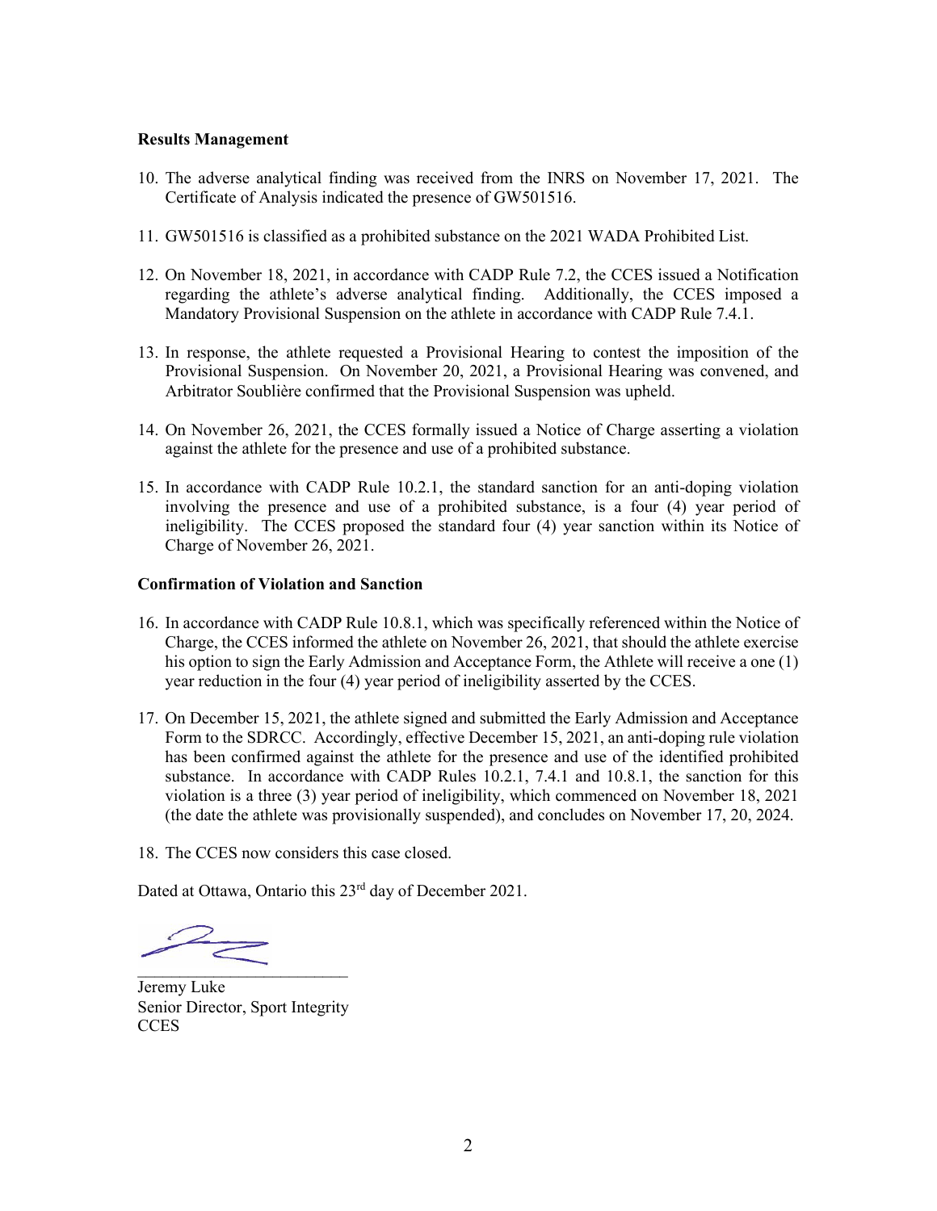**Results Management**

10. The adverse analytical finding was received from the INRS on November 17, 2021. The Certificate of Analysis indicated the presence of GW501516.

11. GW501516 is classified as a prohibited substance on the 2021 WADA Prohibited List.

12. On November 18, 2021, in accordance with CADP Rule 7.2, the CCES issued a Notification regarding the athlete's adverse analytical finding. Additionally, the CCES imposed a Mandatory Provisional Suspension on the athlete in accordance with CADP Rule 7.4.1.

13. In response, the athlete requested a Provisional Hearing to contest the imposition of the Provisional Suspension. On November 20, 2021, a Provisional Hearing was convened, and Arbitrator Soublière confirmed that the Provisional Suspension was upheld.

14. On November 26, 2021, the CCES formally issued a Notice of Charge asserting a violation against the athlete for the presence and use of a prohibited substance.

15. In accordance with CADP Rule 10.2.1, the standard sanction for an anti-doping violation involving the presence and use of a prohibited substance, is a four (4) year period of ineligibility. The CCES proposed the standard four (4) year sanction within its Notice of Charge of November 26, 2021.

**Confirmation of Violation and Sanction**

16. In accordance with CADP Rule 10.8.1, which was specifically referenced within the Notice of Charge, the CCES informed the athlete on November 26, 2021, that should the athlete exercise his option to sign the Early Admission and Acceptance Form, the Athlete will receive a one (1) year reduction in the four (4) year period of ineligibility asserted by the CCES.

17. On December 15, 2021, the athlete signed and submitted the Early Admission and Acceptance Form to the SDRCC. Accordingly, effective December 15, 2021, an anti-doping rule violation has been confirmed against the athlete for the presence and use of the identified prohibited substance. In accordance with CADP Rules 10.2.1, 7.4.1 and 10.8.1, the sanction for this violation is a three (3) year period of ineligibility, which commenced on November 18, 2021 (the date the athlete was provisionally suspended), and concludes on November 17, 20, 2024.

18. The CCES now considers this case closed.

Dated at Ottawa, Ontario this 23rd day of December 2021.

\_\_\_\_\_\_\_\_\_\_\_\_\_\_\_\_\_\_\_\_\_\_\_\_\_\_

Jeremy Luke
Senior Director, Sport Integrity
CCES